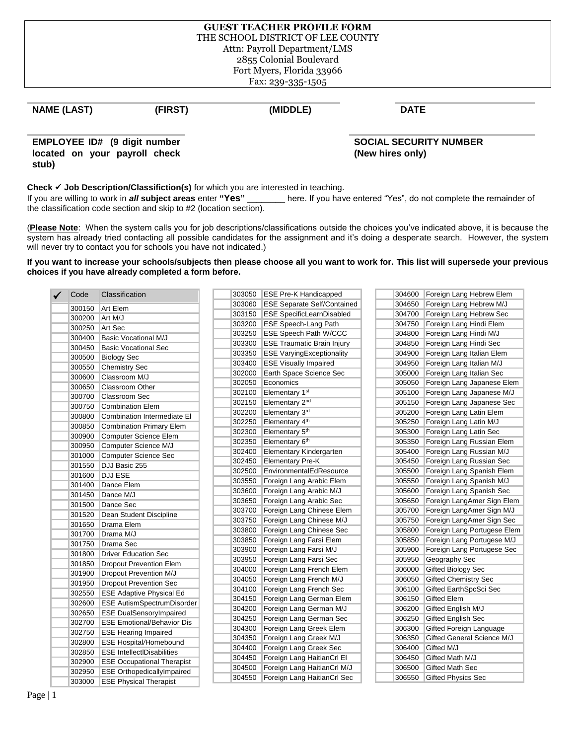**GUEST TEACHER PROFILE FORM**
THE SCHOOL DISTRICT OF LEE COUNTY
Attn: Payroll Department/LMS
2855 Colonial Boulevard
Fort Myers, Florida 33966
Fax: 239-335-1505

| NAME (LAST) (FIRST) (MIDDLE) | DATE |
|---|---|
| **EMPLOYEE ID# (9 digit number located on your payroll check stub)** | **SOCIAL SECURITY NUMBER (New hires only)** |

**Check ✓ Job Description/Classifiction(s)** for which you are interested in teaching.
If you are willing to work in ***all*** **subject areas** enter **"Yes"** ________ here. If you have entered "Yes", do not complete the remainder of the classification code section and skip to #2 (location section).

(**Please Note**: When the system calls you for job descriptions/classifications outside the choices you've indicated above, it is because the system has already tried contacting all possible candidates for the assignment and it's doing a desperate search. However, the system will never try to contact you for schools you have not indicated.)

**If you want to increase your schools/subjects then please choose all you want to work for. This list will supersede your previous choices if you have already completed a form before.**

| ✓ | Code | Classification |
|---|---|---|
| | 300150 | Art Elem |
| | 300200 | Art M/J |
| | 300250 | Art Sec |
| | 300400 | Basic Vocational M/J |
| | 300450 | Basic Vocational Sec |
| | 300500 | Biology Sec |
| | 300550 | Chemistry Sec |
| | 300600 | Classroom M/J |
| | 300650 | Classroom Other |
| | 300700 | Classroom Sec |
| | 300750 | Combination Elem |
| | 300800 | Combination Intermediate El |
| | 300850 | Combination Primary Elem |
| | 300900 | Computer Science Elem |
| | 300950 | Computer Science M/J |
| | 301000 | Computer Science Sec |
| | 301550 | DJJ Basic 255 |
| | 301600 | DJJ ESE |
| | 301400 | Dance Elem |
| | 301450 | Dance M/J |
| | 301500 | Dance Sec |
| | 301520 | Dean Student Discipline |
| | 301650 | Drama Elem |
| | 301700 | Drama M/J |
| | 301750 | Drama Sec |
| | 301800 | Driver Education Sec |
| | 301850 | Dropout Prevention Elem |
| | 301900 | Dropout Prevention M/J |
| | 301950 | Dropout Prevention Sec |
| | 302550 | ESE Adaptive Physical Ed |
| | 302600 | ESE AutismSpectrumDisorder |
| | 302650 | ESE DualSensoryImpaired |
| | 302700 | ESE Emotional/Behavior Dis |
| | 302750 | ESE Hearing Impaired |
| | 302800 | ESE Hospital/Homebound |
| | 302850 | ESE IntellectlDisabilities |
| | 302900 | ESE Occupational Therapist |
| | 302950 | ESE OrthopedicallyImpaired |
| | 303000 | ESE Physical Therapist |
| | 303050 | ESE Pre-K Handicapped |
| | 303060 | ESE Separate Self/Contained |
| | 303150 | ESE SpecificLearnDisabled |
| | 303200 | ESE Speech-Lang Path |
| | 303250 | ESE Speech Path W/CCC |
| | 303300 | ESE Traumatic Brain Injury |
| | 303350 | ESE VaryingExceptionality |
| | 303400 | ESE Visually Impaired |
| | 302000 | Earth Space Science Sec |
| | 302050 | Economics |
| | 302100 | Elementary 1st |
| | 302150 | Elementary 2nd |
| | 302200 | Elementary 3rd |
| | 302250 | Elementary 4th |
| | 302300 | Elementary 5th |
| | 302350 | Elementary 6th |
| | 302400 | Elementary Kindergarten |
| | 302450 | Elementary Pre-K |
| | 302500 | EnvironmentalEdResource |
| | 303550 | Foreign Lang Arabic Elem |
| | 303600 | Foreign Lang Arabic M/J |
| | 303650 | Foreign Lang Arabic Sec |
| | 303700 | Foreign Lang Chinese Elem |
| | 303750 | Foreign Lang Chinese M/J |
| | 303800 | Foreign Lang Chinese Sec |
| | 303850 | Foreign Lang Farsi Elem |
| | 303900 | Foreign Lang Farsi M/J |
| | 303950 | Foreign Lang Farsi Sec |
| | 304000 | Foreign Lang French Elem |
| | 304050 | Foreign Lang French M/J |
| | 304100 | Foreign Lang French Sec |
| | 304150 | Foreign Lang German Elem |
| | 304200 | Foreign Lang German M/J |
| | 304250 | Foreign Lang German Sec |
| | 304300 | Foreign Lang Greek Elem |
| | 304350 | Foreign Lang Greek M/J |
| | 304400 | Foreign Lang Greek Sec |
| | 304450 | Foreign Lang HaitianCrl El |
| | 304500 | Foreign Lang HaitianCrl M/J |
| | 304550 | Foreign Lang HaitianCrl Sec |
| | 304600 | Foreign Lang Hebrew Elem |
| | 304650 | Foreign Lang Hebrew M/J |
| | 304700 | Foreign Lang Hebrew Sec |
| | 304750 | Foreign Lang Hindi Elem |
| | 304800 | Foreign Lang Hindi M/J |
| | 304850 | Foreign Lang Hindi Sec |
| | 304900 | Foreign Lang Italian Elem |
| | 304950 | Foreign Lang Italian M/J |
| | 305000 | Foreign Lang Italian Sec |
| | 305050 | Foreign Lang Japanese Elem |
| | 305100 | Foreign Lang Japanese M/J |
| | 305150 | Foreign Lang Japanese Sec |
| | 305200 | Foreign Lang Latin Elem |
| | 305250 | Foreign Lang Latin M/J |
| | 305300 | Foreign Lang Latin Sec |
| | 305350 | Foreign Lang Russian Elem |
| | 305400 | Foreign Lang Russian M/J |
| | 305450 | Foreign Lang Russian Sec |
| | 305500 | Foreign Lang Spanish Elem |
| | 305550 | Foreign Lang Spanish M/J |
| | 305600 | Foreign Lang Spanish Sec |
| | 305650 | Foreign LangAmer Sign Elem |
| | 305700 | Foreign LangAmer Sign M/J |
| | 305750 | Foreign LangAmer Sign Sec |
| | 305800 | Foreign Lang Portugese Elem |
| | 305850 | Foreign Lang Portugese M/J |
| | 305900 | Foreign Lang Portugese Sec |
| | 305950 | Geography Sec |
| | 306000 | Gifted Biology Sec |
| | 306050 | Gifted Chemistry Sec |
| | 306100 | Gifted EarthSpcSci Sec |
| | 306150 | Gifted Elem |
| | 306200 | Gifted English M/J |
| | 306250 | Gifted English Sec |
| | 306300 | Gifted Foreign Language |
| | 306350 | Gifted General Science M/J |
| | 306400 | Gifted M/J |
| | 306450 | Gifted Math M/J |
| | 306500 | Gifted Math Sec |
| | 306550 | Gifted Physics Sec |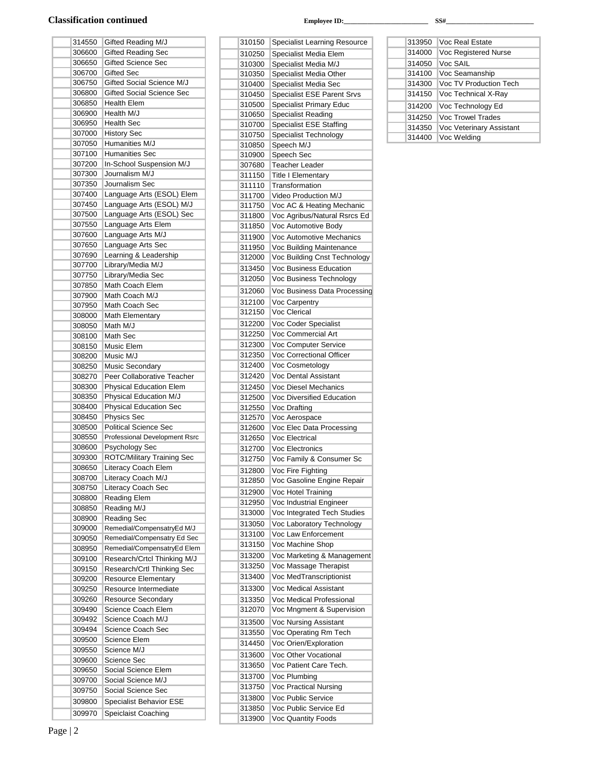## Classification continued

**Employee ID:________________________ SS#________________________**

| | Code | Classification |
|---|---|---|
| | 314550 | Gifted Reading M/J |
| | 306600 | Gifted Reading Sec |
| | 306650 | Gifted Science Sec |
| | 306700 | Gifted Sec |
| | 306750 | Gifted Social Science M/J |
| | 306800 | Gifted Social Science Sec |
| | 306850 | Health Elem |
| | 306900 | Health M/J |
| | 306950 | Health Sec |
| | 307000 | History Sec |
| | 307050 | Humanities M/J |
| | 307100 | Humanities Sec |
| | 307200 | In-School Suspension M/J |
| | 307300 | Journalism M/J |
| | 307350 | Journalism Sec |
| | 307400 | Language Arts (ESOL) Elem |
| | 307450 | Language Arts (ESOL) M/J |
| | 307500 | Language Arts (ESOL) Sec |
| | 307550 | Language Arts Elem |
| | 307600 | Language Arts M/J |
| | 307650 | Language Arts Sec |
| | 307690 | Learning & Leadership |
| | 307700 | Library/Media M/J |
| | 307750 | Library/Media Sec |
| | 307850 | Math Coach Elem |
| | 307900 | Math Coach M/J |
| | 307950 | Math Coach Sec |
| | 308000 | Math Elementary |
| | 308050 | Math M/J |
| | 308100 | Math Sec |
| | 308150 | Music Elem |
| | 308200 | Music M/J |
| | 308250 | Music Secondary |
| | 308270 | Peer Collaborative Teacher |
| | 308300 | Physical Education Elem |
| | 308350 | Physical Education M/J |
| | 308400 | Physical Education Sec |
| | 308450 | Physics Sec |
| | 308500 | Political Science Sec |
| | 308550 | Professional Development Rsrc |
| | 308600 | Psychology Sec |
| | 309300 | ROTC/Military Training Sec |
| | 308650 | Literacy Coach Elem |
| | 308700 | Literacy Coach M/J |
| | 308750 | Literacy Coach Sec |
| | 308800 | Reading Elem |
| | 308850 | Reading M/J |
| | 308900 | Reading Sec |
| | 309000 | Remedial/CompensatryEd M/J |
| | 309050 | Remedial/Compensatry Ed Sec |
| | 308950 | Remedial/CompensatryEd Elem |
| | 309100 | Research/Crtcl Thinking M/J |
| | 309150 | Research/Crtl Thinking Sec |
| | 309200 | Resource Elementary |
| | 309250 | Resource Intermediate |
| | 309260 | Resource Secondary |
| | 309490 | Science Coach Elem |
| | 309492 | Science Coach M/J |
| | 309494 | Science Coach Sec |
| | 309500 | Science Elem |
| | 309550 | Science M/J |
| | 309600 | Science Sec |
| | 309650 | Social Science Elem |
| | 309700 | Social Science M/J |
| | 309750 | Social Science Sec |
| | 309800 | Specialist Behavior ESE |
| | 309970 | Speiclaist Coaching |
| | 310150 | Specialist Learning Resource |
| | 310250 | Specialist Media Elem |
| | 310300 | Specialist Media M/J |
| | 310350 | Specialist Media Other |
| | 310400 | Specialist Media Sec |
| | 310450 | Specialist ESE Parent Srvs |
| | 310500 | Specialist Primary Educ |
| | 310650 | Specialist Reading |
| | 310700 | Specialist ESE Staffing |
| | 310750 | Specialist Technology |
| | 310850 | Speech M/J |
| | 310900 | Speech Sec |
| | 307680 | Teacher Leader |
| | 311150 | Title I Elementary |
| | 311110 | Transformation |
| | 311700 | Video Production M/J |
| | 311750 | Voc AC & Heating Mechanic |
| | 311800 | Voc Agribus/Natural Rsrcs Ed |
| | 311850 | Voc Automotive Body |
| | 311900 | Voc Automotive Mechanics |
| | 311950 | Voc Building Maintenance |
| | 312000 | Voc Building Cnst Technology |
| | 313450 | Voc Business Education |
| | 312050 | Voc Business Technology |
| | 312060 | Voc Business Data Processing |
| | 312100 | Voc Carpentry |
| | 312150 | Voc Clerical |
| | 312200 | Voc Coder Specialist |
| | 312250 | Voc Commercial Art |
| | 312300 | Voc Computer Service |
| | 312350 | Voc Correctional Officer |
| | 312400 | Voc Cosmetology |
| | 312420 | Voc Dental Assistant |
| | 312450 | Voc Diesel Mechanics |
| | 312500 | Voc Diversified Education |
| | 312550 | Voc Drafting |
| | 312570 | Voc Aerospace |
| | 312600 | Voc Elec Data Processing |
| | 312650 | Voc Electrical |
| | 312700 | Voc Electronics |
| | 312750 | Voc Family & Consumer Sc |
| | 312800 | Voc Fire Fighting |
| | 312850 | Voc Gasoline Engine Repair |
| | 312900 | Voc Hotel Training |
| | 312950 | Voc Industrial Engineer |
| | 313000 | Voc Integrated Tech Studies |
| | 313050 | Voc Laboratory Technology |
| | 313100 | Voc Law Enforcement |
| | 313150 | Voc Machine Shop |
| | 313200 | Voc Marketing & Management |
| | 313250 | Voc Massage Therapist |
| | 313400 | Voc MedTranscriptionist |
| | 313300 | Voc Medical Assistant |
| | 313350 | Voc Medical Professional |
| | 312070 | Voc Mngment & Supervision |
| | 313500 | Voc Nursing Assistant |
| | 313550 | Voc Operating Rm Tech |
| | 314450 | Voc Orien/Exploration |
| | 313600 | Voc Other Vocational |
| | 313650 | Voc Patient Care Tech. |
| | 313700 | Voc Plumbing |
| | 313750 | Voc Practical Nursing |
| | 313800 | Voc Public Service |
| | 313850 | Voc Public Service Ed |
| | 313900 | Voc Quantity Foods |
| | 313950 | Voc Real Estate |
| | 314000 | Voc Registered Nurse |
| | 314050 | Voc SAIL |
| | 314100 | Voc Seamanship |
| | 314300 | Voc TV Production Tech |
| | 314150 | Voc Technical X-Ray |
| | 314200 | Voc Technology Ed |
| | 314250 | Voc Trowel Trades |
| | 314350 | Voc Veterinary Assistant |
| | 314400 | Voc Welding |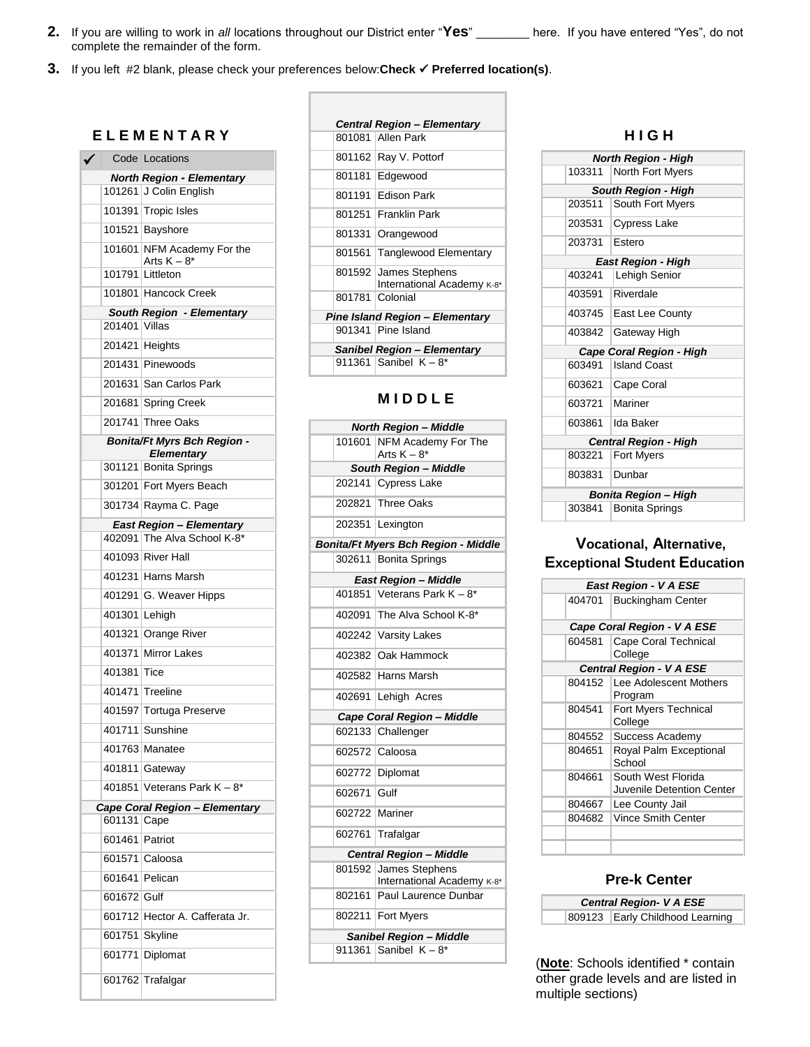2. If you are willing to work in *all* locations throughout our District enter "**Yes**" ________ here. If you have entered "Yes", do not complete the remainder of the form.

3. If you left #2 blank, please check your preferences below:**Check ✓ Preferred location(s)**.

## ELEMENTARY

| ✓ | Code | Locations |
|---|---|---|
| | | ***North Region - Elementary*** |
| | 101261 | J Colin English |
| | 101391 | Tropic Isles |
| | 101521 | Bayshore |
| | 101601 | NFM Academy For the Arts K – 8* |
| | 101791 | Littleton |
| | 101801 | Hancock Creek |
| | | ***South Region - Elementary*** |
| | 201401 | Villas |
| | 201421 | Heights |
| | 201431 | Pinewoods |
| | 201631 | San Carlos Park |
| | 201681 | Spring Creek |
| | 201741 | Three Oaks |
| | | ***Bonita/Ft Myrs Bch Region - Elementary*** |
| | 301121 | Bonita Springs |
| | 301201 | Fort Myers Beach |
| | 301734 | Rayma C. Page |
| | | ***East Region – Elementary*** |
| | 402091 | The Alva School K-8* |
| | 401093 | River Hall |
| | 401231 | Harns Marsh |
| | 401291 | G. Weaver Hipps |
| | 401301 | Lehigh |
| | 401321 | Orange River |
| | 401371 | Mirror Lakes |
| | 401381 | Tice |
| | 401471 | Treeline |
| | 401597 | Tortuga Preserve |
| | 401711 | Sunshine |
| | 401763 | Manatee |
| | 401811 | Gateway |
| | 401851 | Veterans Park K – 8* |
| | | ***Cape Coral Region – Elementary*** |
| | 601131 | Cape |
| | 601461 | Patriot |
| | 601571 | Caloosa |
| | 601641 | Pelican |
| | 601672 | Gulf |
| | 601712 | Hector A. Cafferata Jr. |
| | 601751 | Skyline |
| | 601771 | Diplomat |
| | 601762 | Trafalgar |

| | | |
|---|---|---|
| | | ***Central Region – Elementary*** |
| | 801081 | Allen Park |
| | 801162 | Ray V. Pottorf |
| | 801181 | Edgewood |
| | 801191 | Edison Park |
| | 801251 | Franklin Park |
| | 801331 | Orangewood |
| | 801561 | Tanglewood Elementary |
| | 801592 | James Stephens International Academy K-8* |
| | 801781 | Colonial |
| | | ***Pine Island Region – Elementary*** |
| | 901341 | Pine Island |
| | | ***Sanibel Region – Elementary*** |
| | 911361 | Sanibel K – 8* |

## MIDDLE

| | | |
|---|---|---|
| | | ***North Region – Middle*** |
| | 101601 | NFM Academy For The Arts K – 8* |
| | | ***South Region – Middle*** |
| | 202141 | Cypress Lake |
| | 202821 | Three Oaks |
| | 202351 | Lexington |
| | | ***Bonita/Ft Myers Bch Region - Middle*** |
| | 302611 | Bonita Springs |
| | | ***East Region – Middle*** |
| | 401851 | Veterans Park K – 8* |
| | 402091 | The Alva School K-8* |
| | 402242 | Varsity Lakes |
| | 402382 | Oak Hammock |
| | 402582 | Harns Marsh |
| | 402691 | Lehigh Acres |
| | | ***Cape Coral Region – Middle*** |
| | 602133 | Challenger |
| | 602572 | Caloosa |
| | 602772 | Diplomat |
| | 602671 | Gulf |
| | 602722 | Mariner |
| | 602761 | Trafalgar |
| | | ***Central Region – Middle*** |
| | 801592 | James Stephens International Academy K-8* |
| | 802161 | Paul Laurence Dunbar |
| | 802211 | Fort Myers |
| | | ***Sanibel Region – Middle*** |
| | 911361 | Sanibel K – 8* |

## HIGH

| | | |
|---|---|---|
| | | ***North Region - High*** |
| | 103311 | North Fort Myers |
| | | ***South Region - High*** |
| | 203511 | South Fort Myers |
| | 203531 | Cypress Lake |
| | 203731 | Estero |
| | | ***East Region - High*** |
| | 403241 | Lehigh Senior |
| | 403591 | Riverdale |
| | 403745 | East Lee County |
| | 403842 | Gateway High |
| | | ***Cape Coral Region - High*** |
| | 603491 | Island Coast |
| | 603621 | Cape Coral |
| | 603721 | Mariner |
| | 603861 | Ida Baker |
| | | ***Central Region - High*** |
| | 803221 | Fort Myers |
| | 803831 | Dunbar |
| | | ***Bonita Region – High*** |
| | 303841 | Bonita Springs |

## Vocational, Alternative, Exceptional Student Education

| | | |
|---|---|---|
| | | ***East Region - V A ESE*** |
| | 404701 | Buckingham Center |
| | | ***Cape Coral Region - V A ESE*** |
| | 604581 | Cape Coral Technical College |
| | | ***Central Region - V A ESE*** |
| | 804152 | Lee Adolescent Mothers Program |
| | 804541 | Fort Myers Technical College |
| | 804552 | Success Academy |
| | 804651 | Royal Palm Exceptional School |
| | 804661 | South West Florida Juvenile Detention Center |
| | 804667 | Lee County Jail |
| | 804682 | Vince Smith Center |
| | | |
| | | |

## Pre-k Center

| | | |
|---|---|---|
| | | ***Central Region- V A ESE*** |
| | 809123 | Early Childhood Learning |

(**Note**: Schools identified * contain other grade levels and are listed in multiple sections)